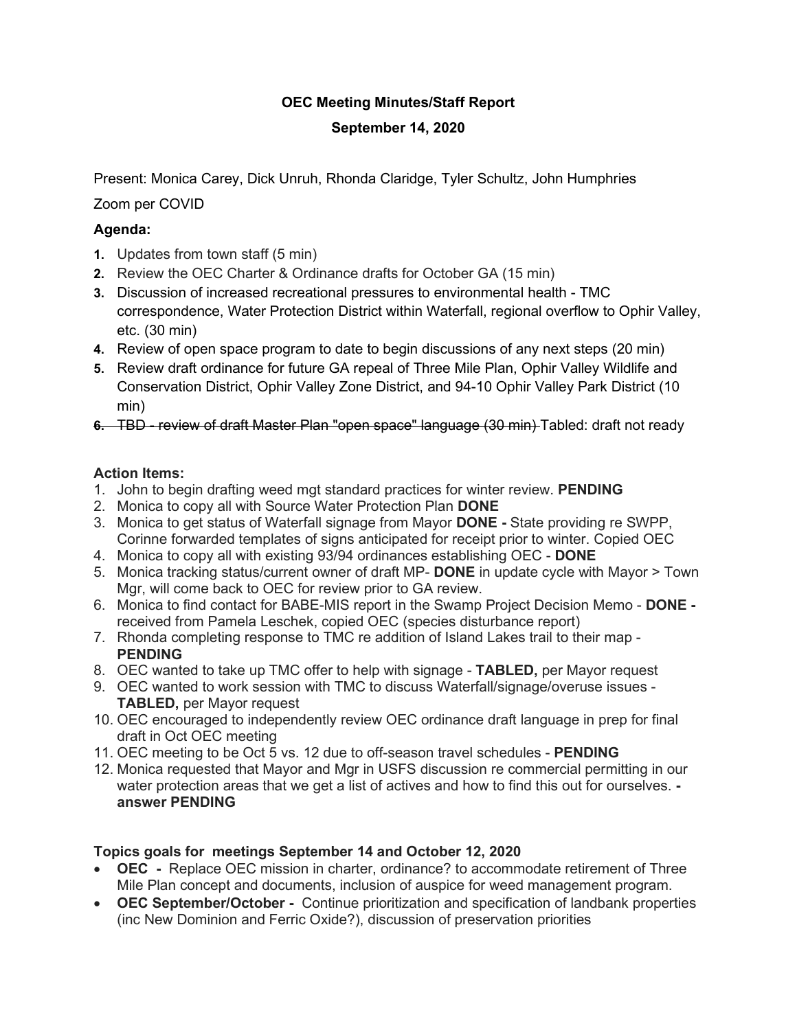**OEC Meeting Minutes/Staff Report**

**September 14, 2020**

Present: Monica Carey, Dick Unruh, Rhonda Claridge, Tyler Schultz, John Humphries

Zoom per COVID

### Agenda:

1. Updates from town staff (5 min)
2. Review the OEC Charter & Ordinance drafts for October GA (15 min)
3. Discussion of increased recreational pressures to environmental health - TMC correspondence, Water Protection District within Waterfall, regional overflow to Ophir Valley, etc. (30 min)
4. Review of open space program to date to begin discussions of any next steps (20 min)
5. Review draft ordinance for future GA repeal of Three Mile Plan, Ophir Valley Wildlife and Conservation District, Ophir Valley Zone District, and 94-10 Ophir Valley Park District (10 min)
6. ~~TBD - review of draft Master Plan "open space" language (30 min)~~ Tabled: draft not ready

### Action Items:

1. John to begin drafting weed mgt standard practices for winter review. **PENDING**
2. Monica to copy all with Source Water Protection Plan **DONE**
3. Monica to get status of Waterfall signage from Mayor **DONE -** State providing re SWPP, Corinne forwarded templates of signs anticipated for receipt prior to winter. Copied OEC
4. Monica to copy all with existing 93/94 ordinances establishing OEC - **DONE**
5. Monica tracking status/current owner of draft MP- **DONE** in update cycle with Mayor > Town Mgr, will come back to OEC for review prior to GA review.
6. Monica to find contact for BABE-MIS report in the Swamp Project Decision Memo - **DONE -** received from Pamela Leschek, copied OEC (species disturbance report)
7. Rhonda completing response to TMC re addition of Island Lakes trail to their map - **PENDING**
8. OEC wanted to take up TMC offer to help with signage - **TABLED,** per Mayor request
9. OEC wanted to work session with TMC to discuss Waterfall/signage/overuse issues - **TABLED,** per Mayor request
10. OEC encouraged to independently review OEC ordinance draft language in prep for final draft in Oct OEC meeting
11. OEC meeting to be Oct 5 vs. 12 due to off-season travel schedules - **PENDING**
12. Monica requested that Mayor and Mgr in USFS discussion re commercial permitting in our water protection areas that we get a list of actives and how to find this out for ourselves. **- answer PENDING**

### Topics goals for meetings September 14 and October 12, 2020

- **OEC -** Replace OEC mission in charter, ordinance? to accommodate retirement of Three Mile Plan concept and documents, inclusion of auspice for weed management program.
- **OEC September/October -** Continue prioritization and specification of landbank properties (inc New Dominion and Ferric Oxide?), discussion of preservation priorities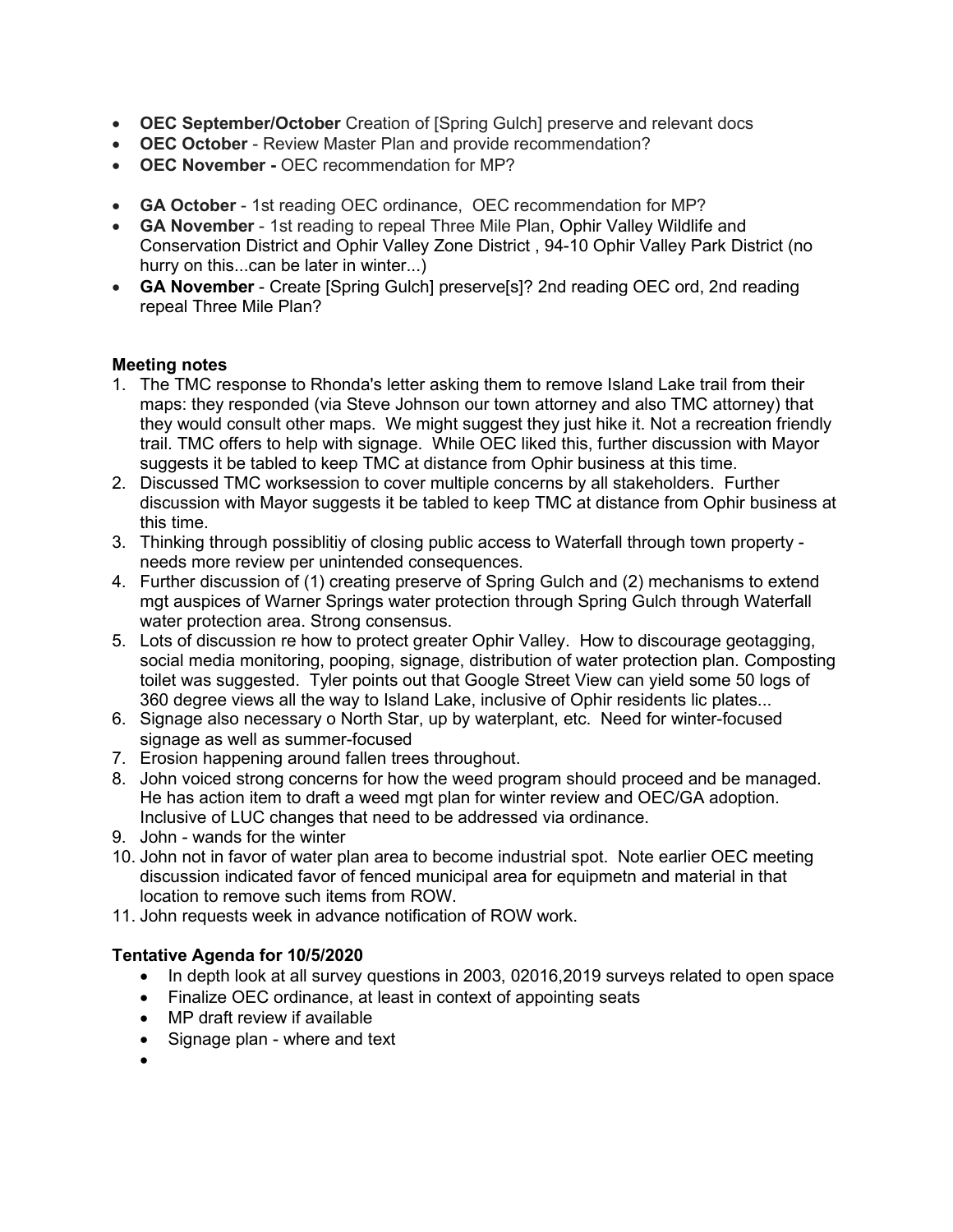- **OEC September/October** Creation of [Spring Gulch] preserve and relevant docs
- **OEC October** - Review Master Plan and provide recommendation?
- **OEC November -** OEC recommendation for MP?

- **GA October** - 1st reading OEC ordinance, OEC recommendation for MP?
- **GA November** - 1st reading to repeal Three Mile Plan, Ophir Valley Wildlife and Conservation District and Ophir Valley Zone District , 94-10 Ophir Valley Park District (no hurry on this...can be later in winter...)
- **GA November** - Create [Spring Gulch] preserve[s]? 2nd reading OEC ord, 2nd reading repeal Three Mile Plan?

**Meeting notes**

1. The TMC response to Rhonda's letter asking them to remove Island Lake trail from their maps: they responded (via Steve Johnson our town attorney and also TMC attorney) that they would consult other maps. We might suggest they just hike it. Not a recreation friendly trail. TMC offers to help with signage. While OEC liked this, further discussion with Mayor suggests it be tabled to keep TMC at distance from Ophir business at this time.
2. Discussed TMC worksession to cover multiple concerns by all stakeholders. Further discussion with Mayor suggests it be tabled to keep TMC at distance from Ophir business at this time.
3. Thinking through possiblitiy of closing public access to Waterfall through town property - needs more review per unintended consequences.
4. Further discussion of (1) creating preserve of Spring Gulch and (2) mechanisms to extend mgt auspices of Warner Springs water protection through Spring Gulch through Waterfall water protection area. Strong consensus.
5. Lots of discussion re how to protect greater Ophir Valley. How to discourage geotagging, social media monitoring, pooping, signage, distribution of water protection plan. Composting toilet was suggested. Tyler points out that Google Street View can yield some 50 logs of 360 degree views all the way to Island Lake, inclusive of Ophir residents lic plates...
6. Signage also necessary o North Star, up by waterplant, etc. Need for winter-focused signage as well as summer-focused
7. Erosion happening around fallen trees throughout.
8. John voiced strong concerns for how the weed program should proceed and be managed. He has action item to draft a weed mgt plan for winter review and OEC/GA adoption. Inclusive of LUC changes that need to be addressed via ordinance.
9. John - wands for the winter
10. John not in favor of water plan area to become industrial spot. Note earlier OEC meeting discussion indicated favor of fenced municipal area for equipmetn and material in that location to remove such items from ROW.
11. John requests week in advance notification of ROW work.

**Tentative Agenda for 10/5/2020**

- In depth look at all survey questions in 2003, 02016,2019 surveys related to open space
- Finalize OEC ordinance, at least in context of appointing seats
- MP draft review if available
- Signage plan - where and text
-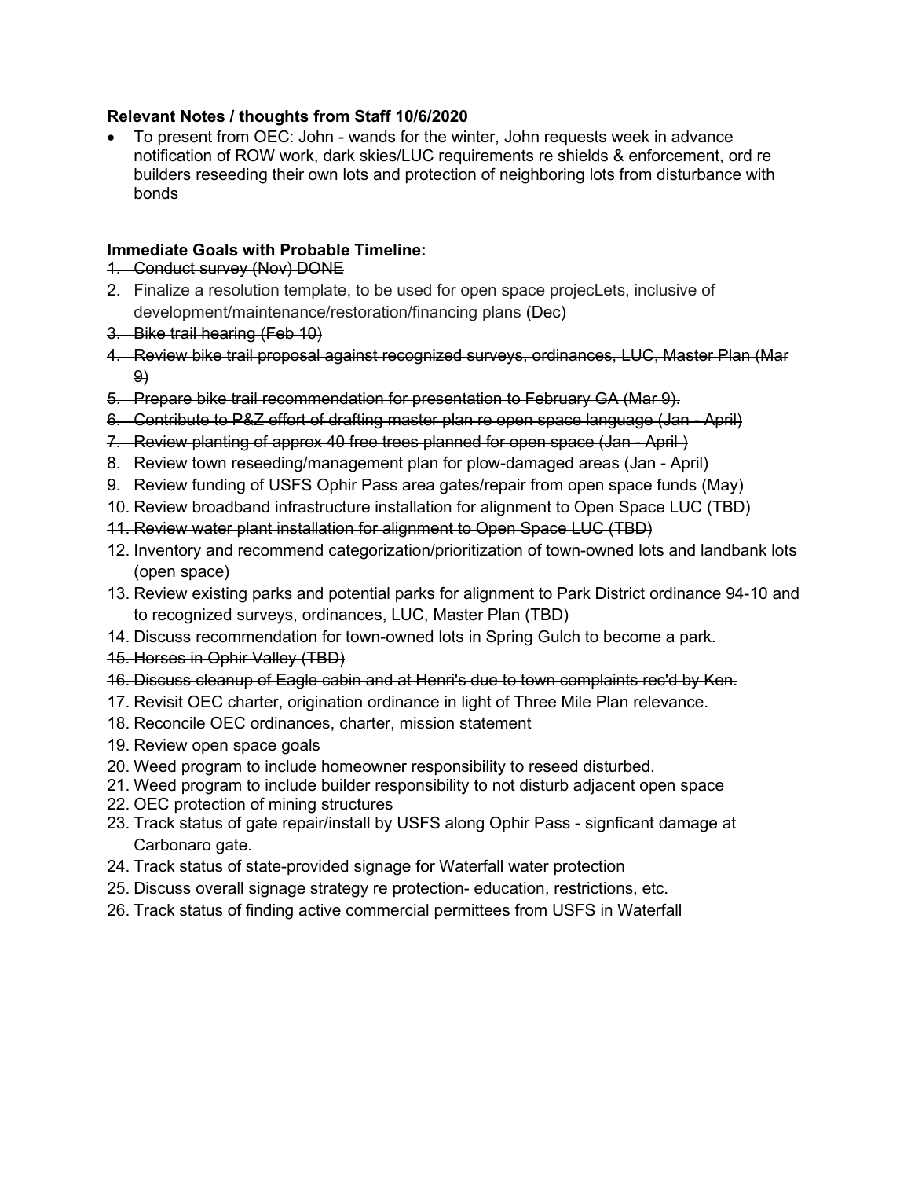**Relevant Notes / thoughts from Staff 10/6/2020**

- To present from OEC: John - wands for the winter, John requests week in advance notification of ROW work, dark skies/LUC requirements re shields & enforcement, ord re builders reseeding their own lots and protection of neighboring lots from disturbance with bonds

**Immediate Goals with Probable Timeline:**

1. ~~Conduct survey (Nov) DONE~~
2. ~~Finalize a resolution template, to be used for open space projecLets, inclusive of development/maintenance/restoration/financing plans (Dec)~~
3. ~~Bike trail hearing (Feb 10)~~
4. ~~Review bike trail proposal against recognized surveys, ordinances, LUC, Master Plan (Mar 9)~~
5. ~~Prepare bike trail recommendation for presentation to February GA (Mar 9).~~
6. ~~Contribute to P&Z effort of drafting master plan re open space language (Jan - April)~~
7. ~~Review planting of approx 40 free trees planned for open space (Jan - April )~~
8. ~~Review town reseeding/management plan for plow-damaged areas (Jan - April)~~
9. ~~Review funding of USFS Ophir Pass area gates/repair from open space funds (May)~~
10. ~~Review broadband infrastructure installation for alignment to Open Space LUC (TBD)~~
11. ~~Review water plant installation for alignment to Open Space LUC (TBD)~~
12. Inventory and recommend categorization/prioritization of town-owned lots and landbank lots (open space)
13. Review existing parks and potential parks for alignment to Park District ordinance 94-10 and to recognized surveys, ordinances, LUC, Master Plan (TBD)
14. Discuss recommendation for town-owned lots in Spring Gulch to become a park.
15. ~~Horses in Ophir Valley (TBD)~~
16. ~~Discuss cleanup of Eagle cabin and at Henri's due to town complaints rec'd by Ken.~~
17. Revisit OEC charter, origination ordinance in light of Three Mile Plan relevance.
18. Reconcile OEC ordinances, charter, mission statement
19. Review open space goals
20. Weed program to include homeowner responsibility to reseed disturbed.
21. Weed program to include builder responsibility to not disturb adjacent open space
22. OEC protection of mining structures
23. Track status of gate repair/install by USFS along Ophir Pass - signficant damage at Carbonaro gate.
24. Track status of state-provided signage for Waterfall water protection
25. Discuss overall signage strategy re protection- education, restrictions, etc.
26. Track status of finding active commercial permittees from USFS in Waterfall